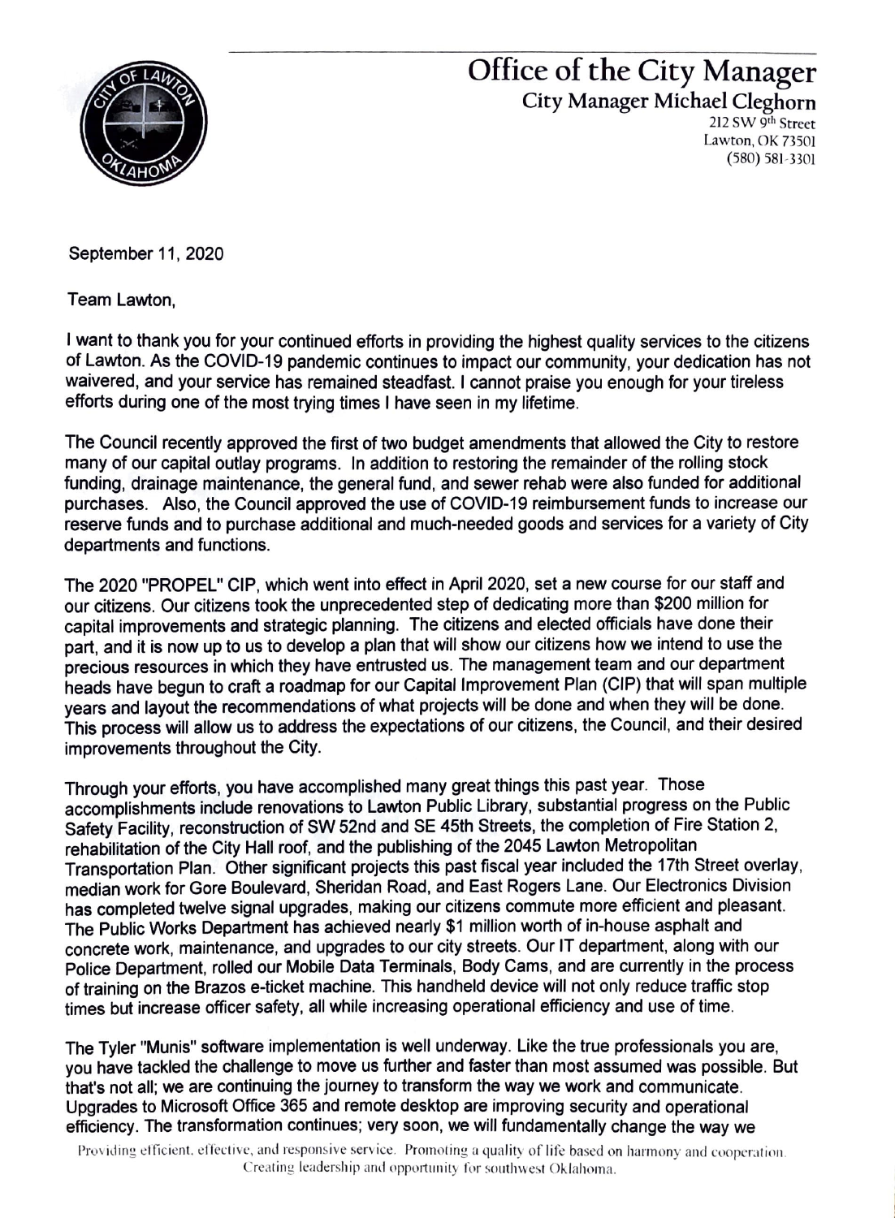# Office of the City Manager

## City Manager Michael Cleghorn

212 SW 9th Street
Lawton, OK 73501
(580) 581-3301

September 11, 2020

Team Lawton,

I want to thank you for your continued efforts in providing the highest quality services to the citizens of Lawton. As the COVID-19 pandemic continues to impact our community, your dedication has not waivered, and your service has remained steadfast. I cannot praise you enough for your tireless efforts during one of the most trying times I have seen in my lifetime.

The Council recently approved the first of two budget amendments that allowed the City to restore many of our capital outlay programs. In addition to restoring the remainder of the rolling stock funding, drainage maintenance, the general fund, and sewer rehab were also funded for additional purchases. Also, the Council approved the use of COVID-19 reimbursement funds to increase our reserve funds and to purchase additional and much-needed goods and services for a variety of City departments and functions.

The 2020 "PROPEL" CIP, which went into effect in April 2020, set a new course for our staff and our citizens. Our citizens took the unprecedented step of dedicating more than $200 million for capital improvements and strategic planning. The citizens and elected officials have done their part, and it is now up to us to develop a plan that will show our citizens how we intend to use the precious resources in which they have entrusted us. The management team and our department heads have begun to craft a roadmap for our Capital Improvement Plan (CIP) that will span multiple years and layout the recommendations of what projects will be done and when they will be done. This process will allow us to address the expectations of our citizens, the Council, and their desired improvements throughout the City.

Through your efforts, you have accomplished many great things this past year. Those accomplishments include renovations to Lawton Public Library, substantial progress on the Public Safety Facility, reconstruction of SW 52nd and SE 45th Streets, the completion of Fire Station 2, rehabilitation of the City Hall roof, and the publishing of the 2045 Lawton Metropolitan Transportation Plan. Other significant projects this past fiscal year included the 17th Street overlay, median work for Gore Boulevard, Sheridan Road, and East Rogers Lane. Our Electronics Division has completed twelve signal upgrades, making our citizens commute more efficient and pleasant. The Public Works Department has achieved nearly $1 million worth of in-house asphalt and concrete work, maintenance, and upgrades to our city streets. Our IT department, along with our Police Department, rolled our Mobile Data Terminals, Body Cams, and are currently in the process of training on the Brazos e-ticket machine. This handheld device will not only reduce traffic stop times but increase officer safety, all while increasing operational efficiency and use of time.

The Tyler "Munis" software implementation is well underway. Like the true professionals you are, you have tackled the challenge to move us further and faster than most assumed was possible. But that's not all; we are continuing the journey to transform the way we work and communicate. Upgrades to Microsoft Office 365 and remote desktop are improving security and operational efficiency. The transformation continues; very soon, we will fundamentally change the way we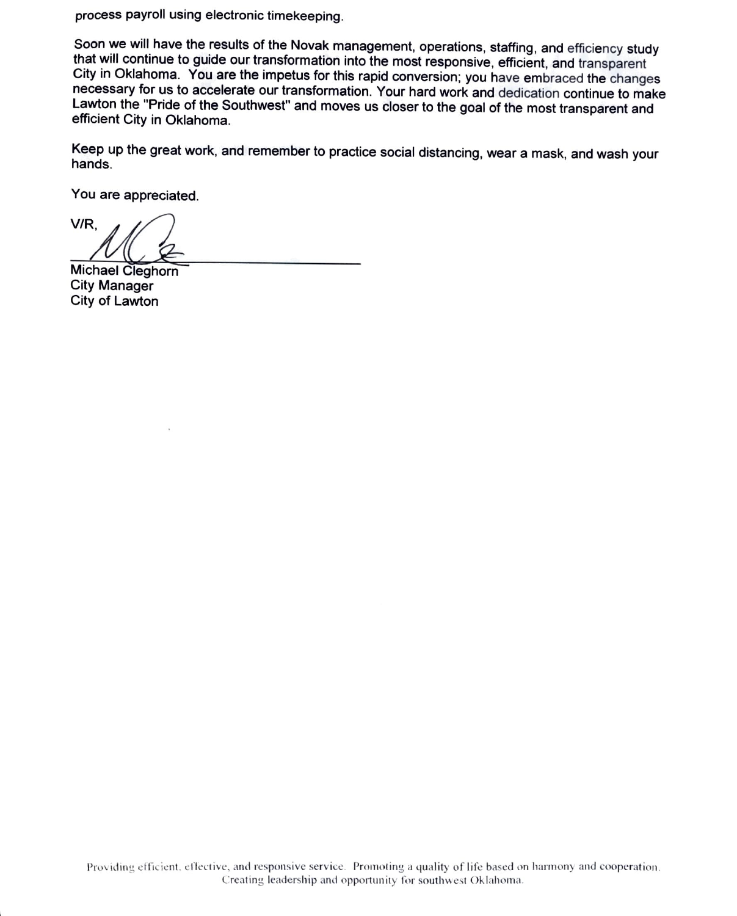process payroll using electronic timekeeping.

Soon we will have the results of the Novak management, operations, staffing, and efficiency study that will continue to guide our transformation into the most responsive, efficient, and transparent City in Oklahoma. You are the impetus for this rapid conversion; you have embraced the changes necessary for us to accelerate our transformation. Your hard work and dedication continue to make Lawton the "Pride of the Southwest" and moves us closer to the goal of the most transparent and efficient City in Oklahoma.

Keep up the great work, and remember to practice social distancing, wear a mask, and wash your hands.

You are appreciated.

V/R,

Michael Cleghorn
City Manager
City of Lawton

Providing efficient, effective, and responsive service. Promoting a quality of life based on harmony and cooperation. Creating leadership and opportunity for southwest Oklahoma.